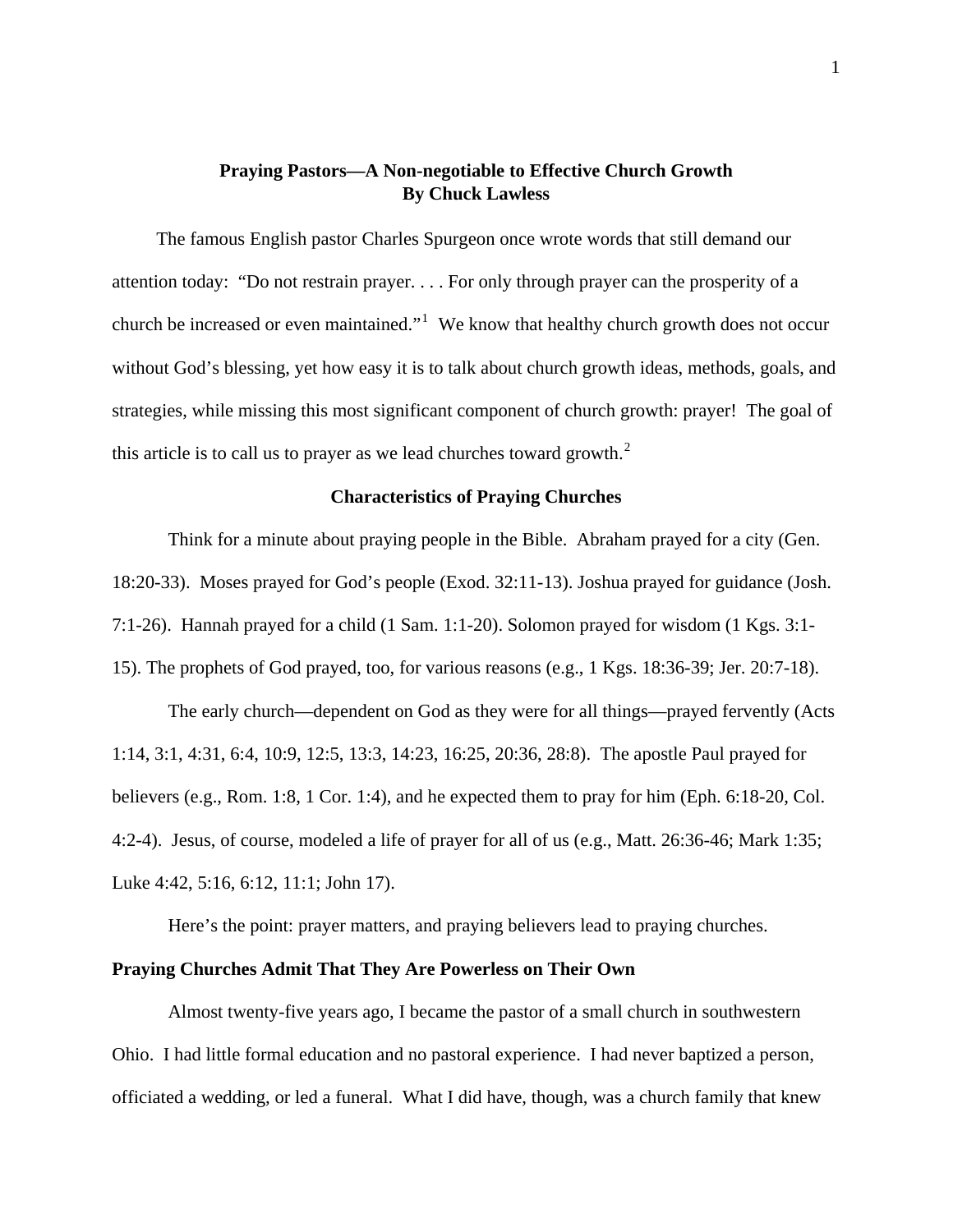# Praying Pastors—A Non-negotiable to Effective Church Growth
**By Chuck Lawless**

The famous English pastor Charles Spurgeon once wrote words that still demand our attention today: "Do not restrain prayer. . . . For only through prayer can the prosperity of a church be increased or even maintained."[1] We know that healthy church growth does not occur without God's blessing, yet how easy it is to talk about church growth ideas, methods, goals, and strategies, while missing this most significant component of church growth: prayer! The goal of this article is to call us to prayer as we lead churches toward growth.[2]

## Characteristics of Praying Churches

Think for a minute about praying people in the Bible. Abraham prayed for a city (Gen. 18:20-33). Moses prayed for God's people (Exod. 32:11-13). Joshua prayed for guidance (Josh. 7:1-26). Hannah prayed for a child (1 Sam. 1:1-20). Solomon prayed for wisdom (1 Kgs. 3:1-15). The prophets of God prayed, too, for various reasons (e.g., 1 Kgs. 18:36-39; Jer. 20:7-18).

The early church—dependent on God as they were for all things—prayed fervently (Acts 1:14, 3:1, 4:31, 6:4, 10:9, 12:5, 13:3, 14:23, 16:25, 20:36, 28:8). The apostle Paul prayed for believers (e.g., Rom. 1:8, 1 Cor. 1:4), and he expected them to pray for him (Eph. 6:18-20, Col. 4:2-4). Jesus, of course, modeled a life of prayer for all of us (e.g., Matt. 26:36-46; Mark 1:35; Luke 4:42, 5:16, 6:12, 11:1; John 17).

Here's the point: prayer matters, and praying believers lead to praying churches.

### Praying Churches Admit That They Are Powerless on Their Own

Almost twenty-five years ago, I became the pastor of a small church in southwestern Ohio. I had little formal education and no pastoral experience. I had never baptized a person, officiated a wedding, or led a funeral. What I did have, though, was a church family that knew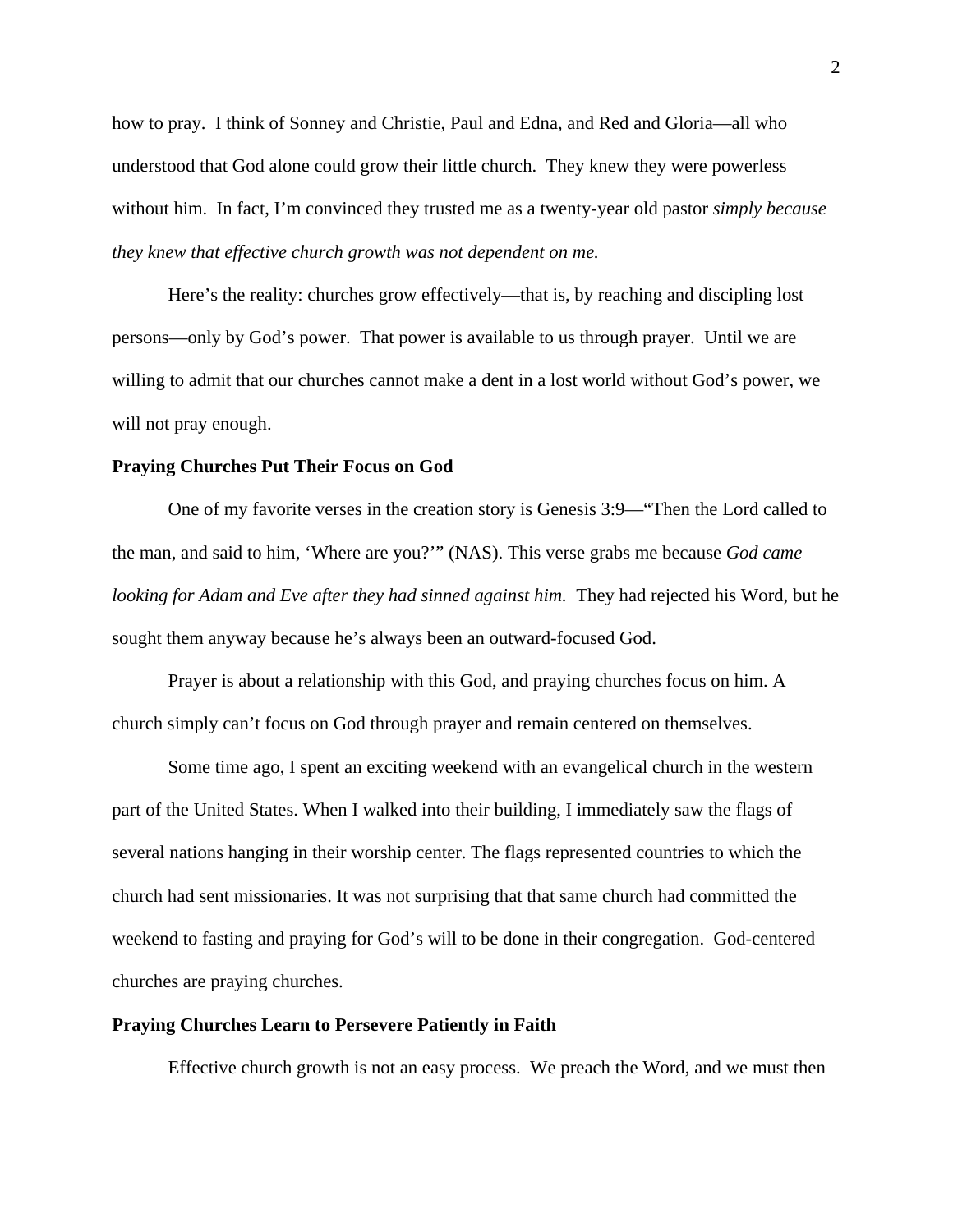how to pray. I think of Sonney and Christie, Paul and Edna, and Red and Gloria—all who understood that God alone could grow their little church. They knew they were powerless without him. In fact, I'm convinced they trusted me as a twenty-year old pastor *simply because they knew that effective church growth was not dependent on me.*

Here's the reality: churches grow effectively—that is, by reaching and discipling lost persons—only by God's power. That power is available to us through prayer. Until we are willing to admit that our churches cannot make a dent in a lost world without God's power, we will not pray enough.

**Praying Churches Put Their Focus on God**

One of my favorite verses in the creation story is Genesis 3:9—"Then the Lord called to the man, and said to him, 'Where are you?'" (NAS). This verse grabs me because *God came looking for Adam and Eve after they had sinned against him.* They had rejected his Word, but he sought them anyway because he's always been an outward-focused God.

Prayer is about a relationship with this God, and praying churches focus on him. A church simply can't focus on God through prayer and remain centered on themselves.

Some time ago, I spent an exciting weekend with an evangelical church in the western part of the United States. When I walked into their building, I immediately saw the flags of several nations hanging in their worship center. The flags represented countries to which the church had sent missionaries. It was not surprising that that same church had committed the weekend to fasting and praying for God's will to be done in their congregation. God-centered churches are praying churches.

**Praying Churches Learn to Persevere Patiently in Faith**

Effective church growth is not an easy process. We preach the Word, and we must then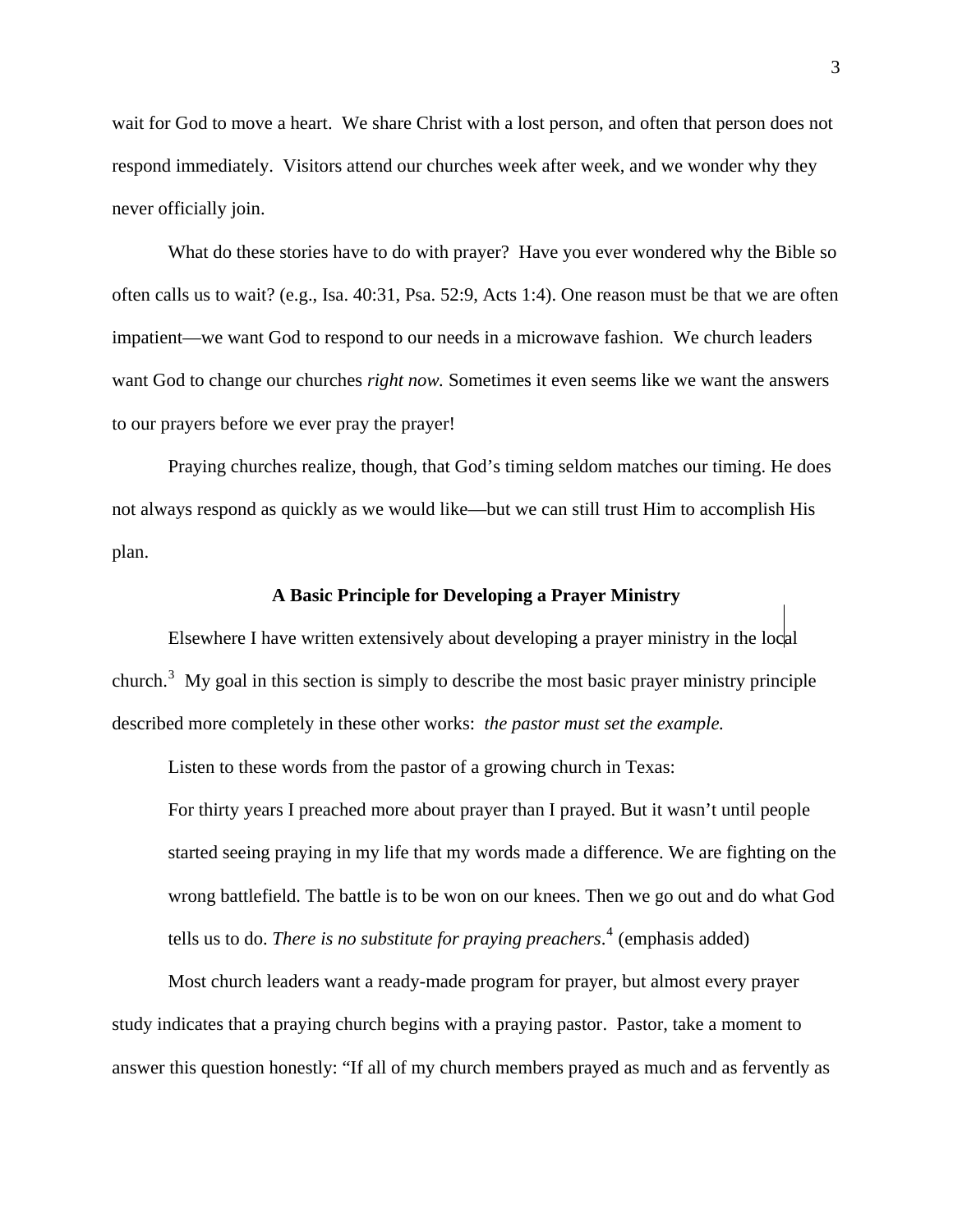wait for God to move a heart. We share Christ with a lost person, and often that person does not respond immediately. Visitors attend our churches week after week, and we wonder why they never officially join.

What do these stories have to do with prayer? Have you ever wondered why the Bible so often calls us to wait? (e.g., Isa. 40:31, Psa. 52:9, Acts 1:4). One reason must be that we are often impatient—we want God to respond to our needs in a microwave fashion. We church leaders want God to change our churches *right now.* Sometimes it even seems like we want the answers to our prayers before we ever pray the prayer!

Praying churches realize, though, that God's timing seldom matches our timing. He does not always respond as quickly as we would like—but we can still trust Him to accomplish His plan.

## A Basic Principle for Developing a Prayer Ministry

Elsewhere I have written extensively about developing a prayer ministry in the local church.[3] My goal in this section is simply to describe the most basic prayer ministry principle described more completely in these other works: *the pastor must set the example.*

Listen to these words from the pastor of a growing church in Texas:

> For thirty years I preached more about prayer than I prayed. But it wasn't until people started seeing praying in my life that my words made a difference. We are fighting on the wrong battlefield. The battle is to be won on our knees. Then we go out and do what God tells us to do. *There is no substitute for praying preachers*.[4] (emphasis added)

Most church leaders want a ready-made program for prayer, but almost every prayer study indicates that a praying church begins with a praying pastor. Pastor, take a moment to answer this question honestly: "If all of my church members prayed as much and as fervently as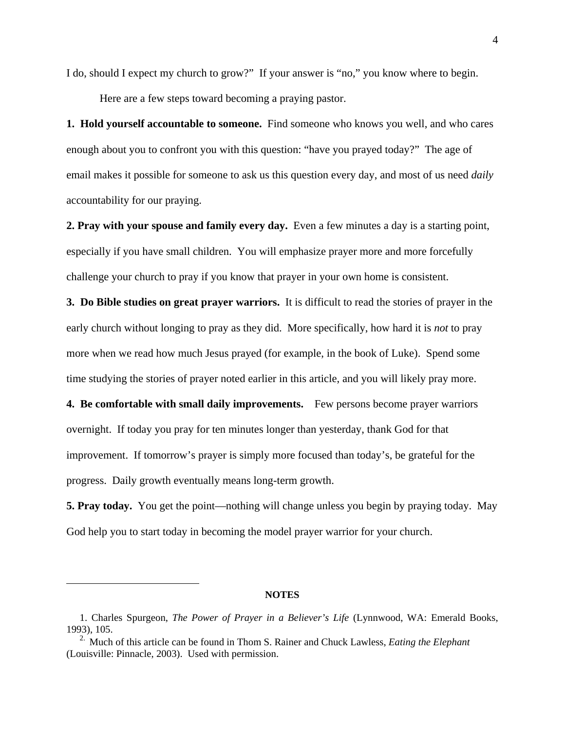I do, should I expect my church to grow?" If your answer is "no," you know where to begin.

Here are a few steps toward becoming a praying pastor.

**1. Hold yourself accountable to someone.** Find someone who knows you well, and who cares enough about you to confront you with this question: "have you prayed today?" The age of email makes it possible for someone to ask us this question every day, and most of us need *daily* accountability for our praying.

**2. Pray with your spouse and family every day.** Even a few minutes a day is a starting point, especially if you have small children. You will emphasize prayer more and more forcefully challenge your church to pray if you know that prayer in your own home is consistent.

**3. Do Bible studies on great prayer warriors.** It is difficult to read the stories of prayer in the early church without longing to pray as they did. More specifically, how hard it is *not* to pray more when we read how much Jesus prayed (for example, in the book of Luke). Spend some time studying the stories of prayer noted earlier in this article, and you will likely pray more.

**4. Be comfortable with small daily improvements.** Few persons become prayer warriors overnight. If today you pray for ten minutes longer than yesterday, thank God for that improvement. If tomorrow's prayer is simply more focused than today's, be grateful for the progress. Daily growth eventually means long-term growth.

**5. Pray today.** You get the point—nothing will change unless you begin by praying today. May God help you to start today in becoming the model prayer warrior for your church.

---

**NOTES**

1. Charles Spurgeon, *The Power of Prayer in a Believer's Life* (Lynnwood, WA: Emerald Books, 1993), 105.

2. Much of this article can be found in Thom S. Rainer and Chuck Lawless, *Eating the Elephant* (Louisville: Pinnacle, 2003). Used with permission.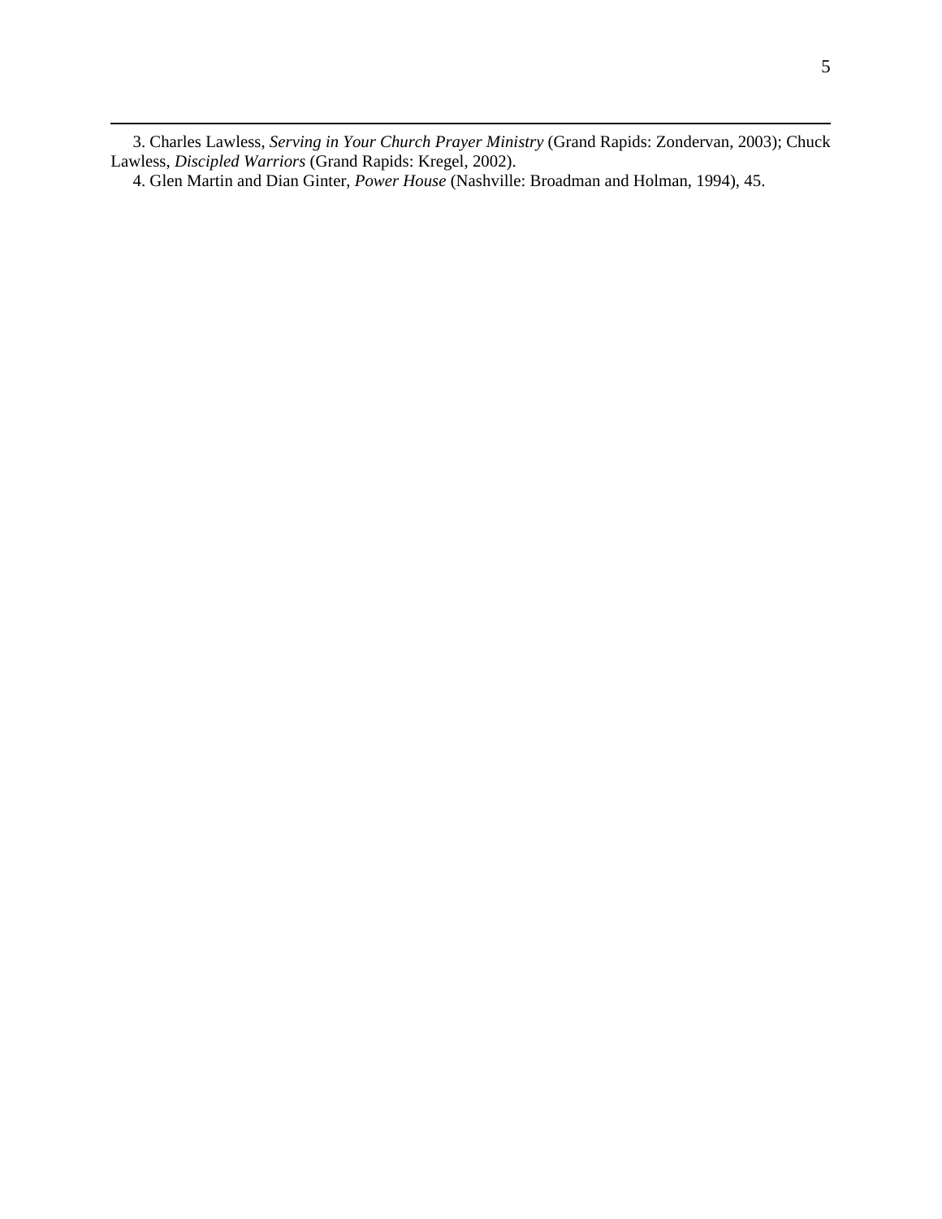---

3. Charles Lawless, *Serving in Your Church Prayer Ministry* (Grand Rapids: Zondervan, 2003); Chuck Lawless, *Discipled Warriors* (Grand Rapids: Kregel, 2002).

4. Glen Martin and Dian Ginter, *Power House* (Nashville: Broadman and Holman, 1994), 45.